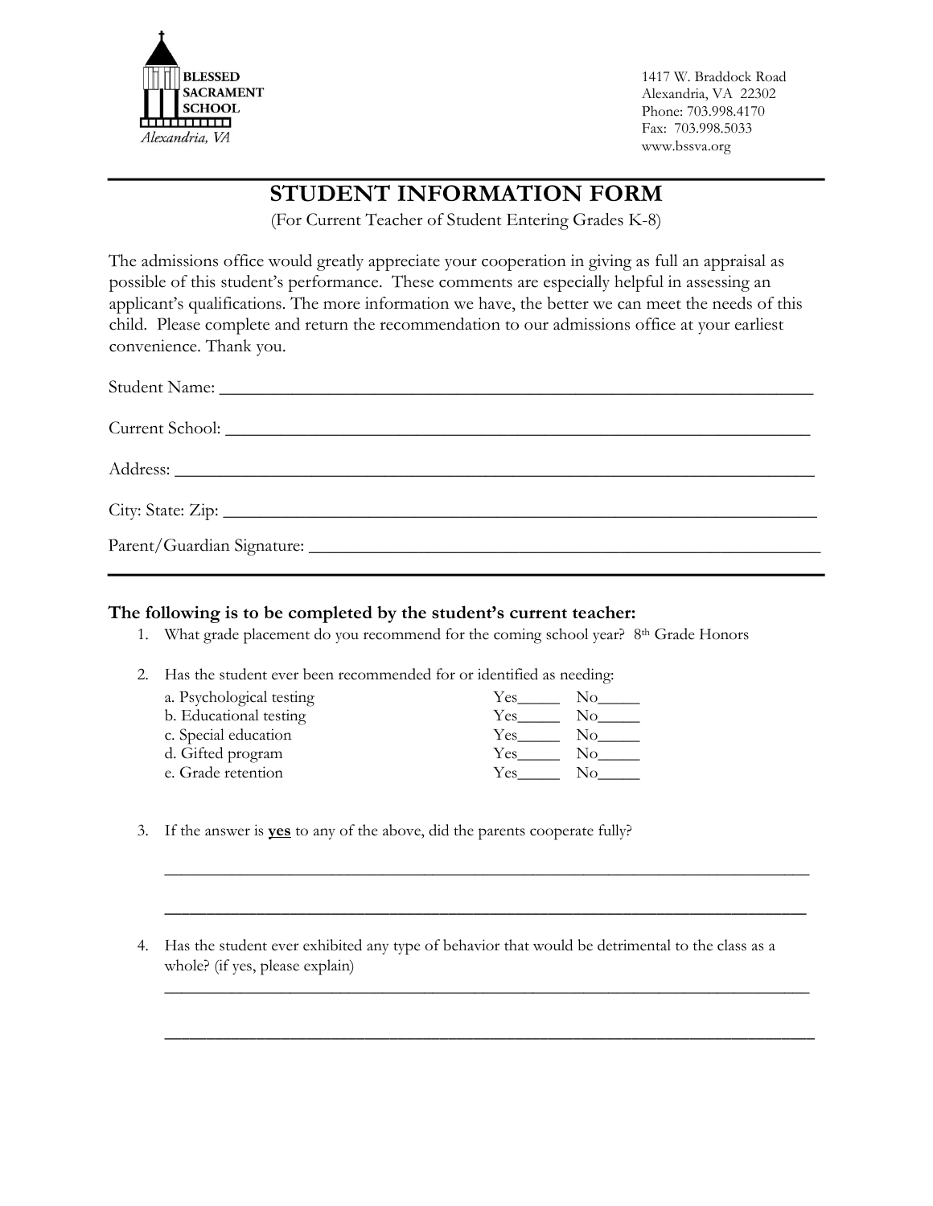BLESSED SACRAMENT SCHOOL
*Alexandria, VA*

1417 W. Braddock Road
Alexandria, VA 22302
Phone: 703.998.4170
Fax: 703.998.5033
www.bssva.org

---

# STUDENT INFORMATION FORM

(For Current Teacher of Student Entering Grades K-8)

The admissions office would greatly appreciate your cooperation in giving as full an appraisal as possible of this student's performance. These comments are especially helpful in assessing an applicant's qualifications. The more information we have, the better we can meet the needs of this child. Please complete and return the recommendation to our admissions office at your earliest convenience. Thank you.

Student Name: ___________________________________________________________________

Current School: __________________________________________________________________

Address: ________________________________________________________________________

City: State: Zip: __________________________________________________________________

Parent/Guardian Signature: _________________________________________________________

---

### The following is to be completed by the student's current teacher:

1. What grade placement do you recommend for the coming school year? 8th Grade Honors

2. Has the student ever been recommended for or identified as needing:

| | | |
|---|---|---|
| a. Psychological testing | Yes_____ | No_____ |
| b. Educational testing | Yes_____ | No_____ |
| c. Special education | Yes_____ | No_____ |
| d. Gifted program | Yes_____ | No_____ |
| e. Grade retention | Yes_____ | No_____ |

3. If the answer is **yes** to any of the above, did the parents cooperate fully?

   ___________________________________________________________________________

   ___________________________________________________________________________

4. Has the student ever exhibited any type of behavior that would be detrimental to the class as a whole? (if yes, please explain)

   ___________________________________________________________________________

   ___________________________________________________________________________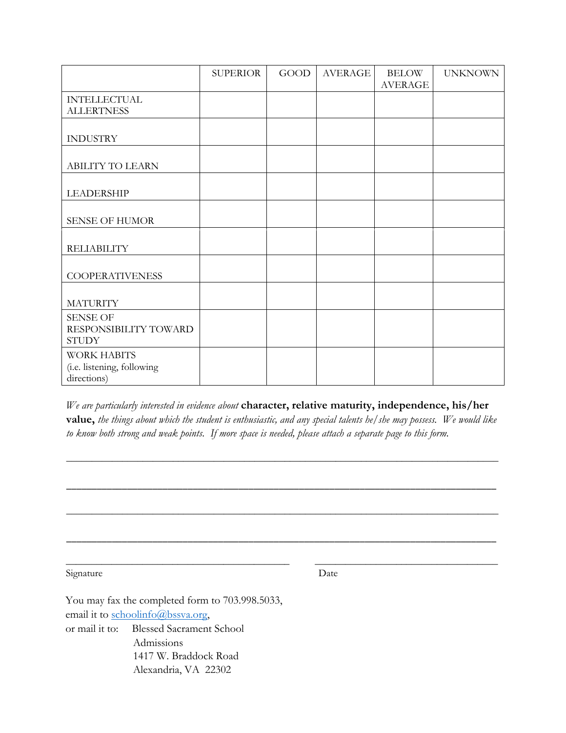| | SUPERIOR | GOOD | AVERAGE | BELOW AVERAGE | UNKNOWN |
|---|---|---|---|---|---|
| INTELLECTUAL ALLERTNESS | | | | | |
| INDUSTRY | | | | | |
| ABILITY TO LEARN | | | | | |
| LEADERSHIP | | | | | |
| SENSE OF HUMOR | | | | | |
| RELIABILITY | | | | | |
| COOPERATIVENESS | | | | | |
| MATURITY | | | | | |
| SENSE OF RESPONSIBILITY TOWARD STUDY | | | | | |
| WORK HABITS (i.e. listening, following directions) | | | | | |

*We are particularly interested in evidence about* **character, relative maturity, independence, his/her value,** *the things about which the student is enthusiastic, and any special talents he/she may possess. We would like to know both strong and weak points. If more space is needed, please attach a separate page to this form.*

______________________________________________________________________________

______________________________________________________________________________

______________________________________________________________________________

______________________________________________________________________________

_________________________________________ _________________________________

Signature Date

You may fax the completed form to 703.998.5033,
email it to schoolinfo@bssva.org,
or mail it to: Blessed Sacrament School
Admissions
1417 W. Braddock Road
Alexandria, VA 22302